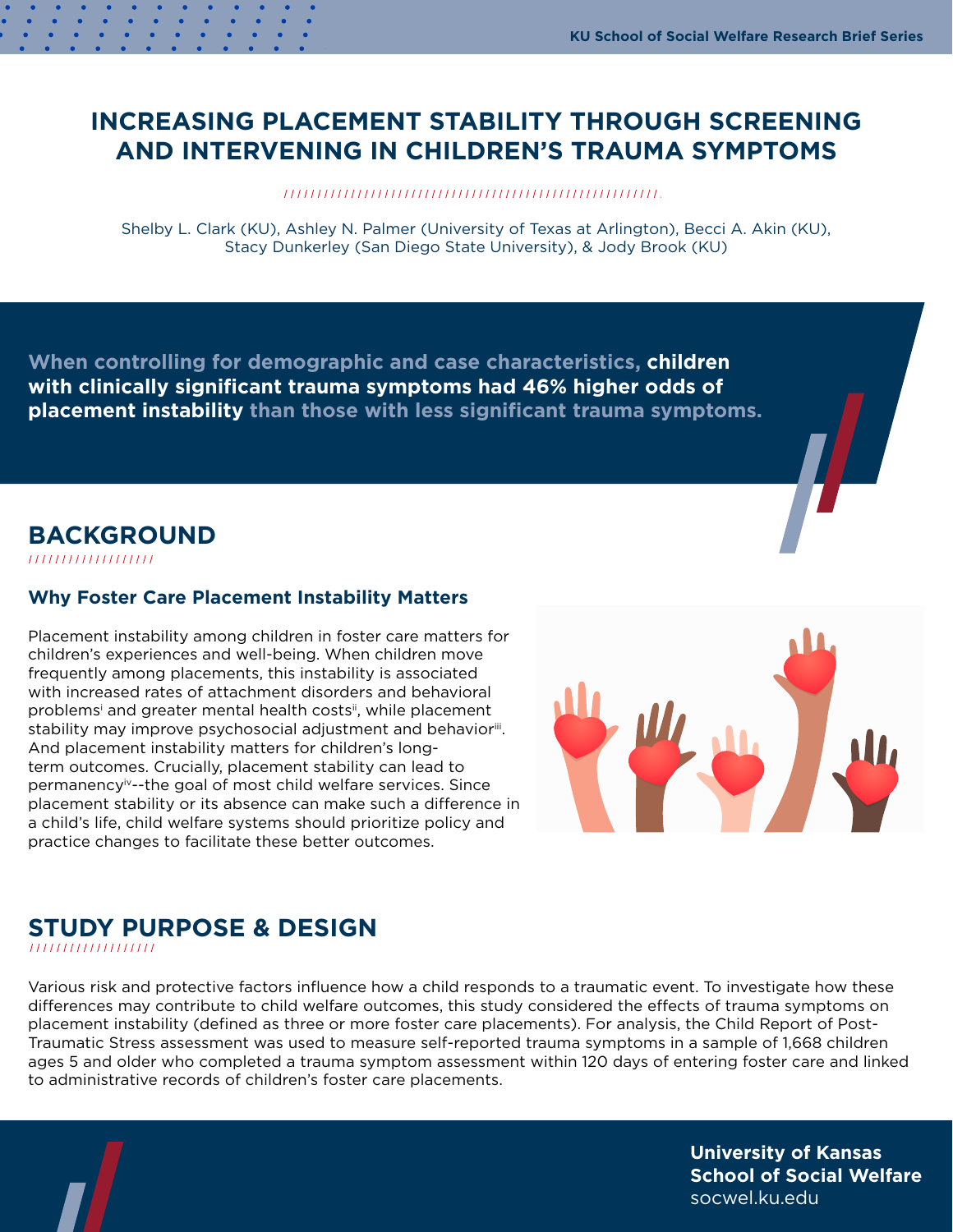# INCREASING PLACEMENT STABILITY THROUGH SCREENING AND INTERVENING IN CHILDREN'S TRAUMA SYMPTOMS

Shelby L. Clark (KU), Ashley N. Palmer (University of Texas at Arlington), Becci A. Akin (KU), Stacy Dunkerley (San Diego State University), & Jody Brook (KU)

When controlling for demographic and case characteristics, **children with clinically significant trauma symptoms had 46% higher odds of placement instability** than those with less significant trauma symptoms.

## BACKGROUND

### Why Foster Care Placement Instability Matters

Placement instability among children in foster care matters for children's experiences and well-being. When children move frequently among placements, this instability is associated with increased rates of attachment disorders and behavioral problems[i] and greater mental health costs[ii], while placement stability may improve psychosocial adjustment and behavior[iii]. And placement instability matters for children's long-term outcomes. Crucially, placement stability can lead to permanency[iv]--the goal of most child welfare services. Since placement stability or its absence can make such a difference in a child's life, child welfare systems should prioritize policy and practice changes to facilitate these better outcomes.

## STUDY PURPOSE & DESIGN

Various risk and protective factors influence how a child responds to a traumatic event. To investigate how these differences may contribute to child welfare outcomes, this study considered the effects of trauma symptoms on placement instability (defined as three or more foster care placements). For analysis, the Child Report of Post-Traumatic Stress assessment was used to measure self-reported trauma symptoms in a sample of 1,668 children ages 5 and older who completed a trauma symptom assessment within 120 days of entering foster care and linked to administrative records of children's foster care placements.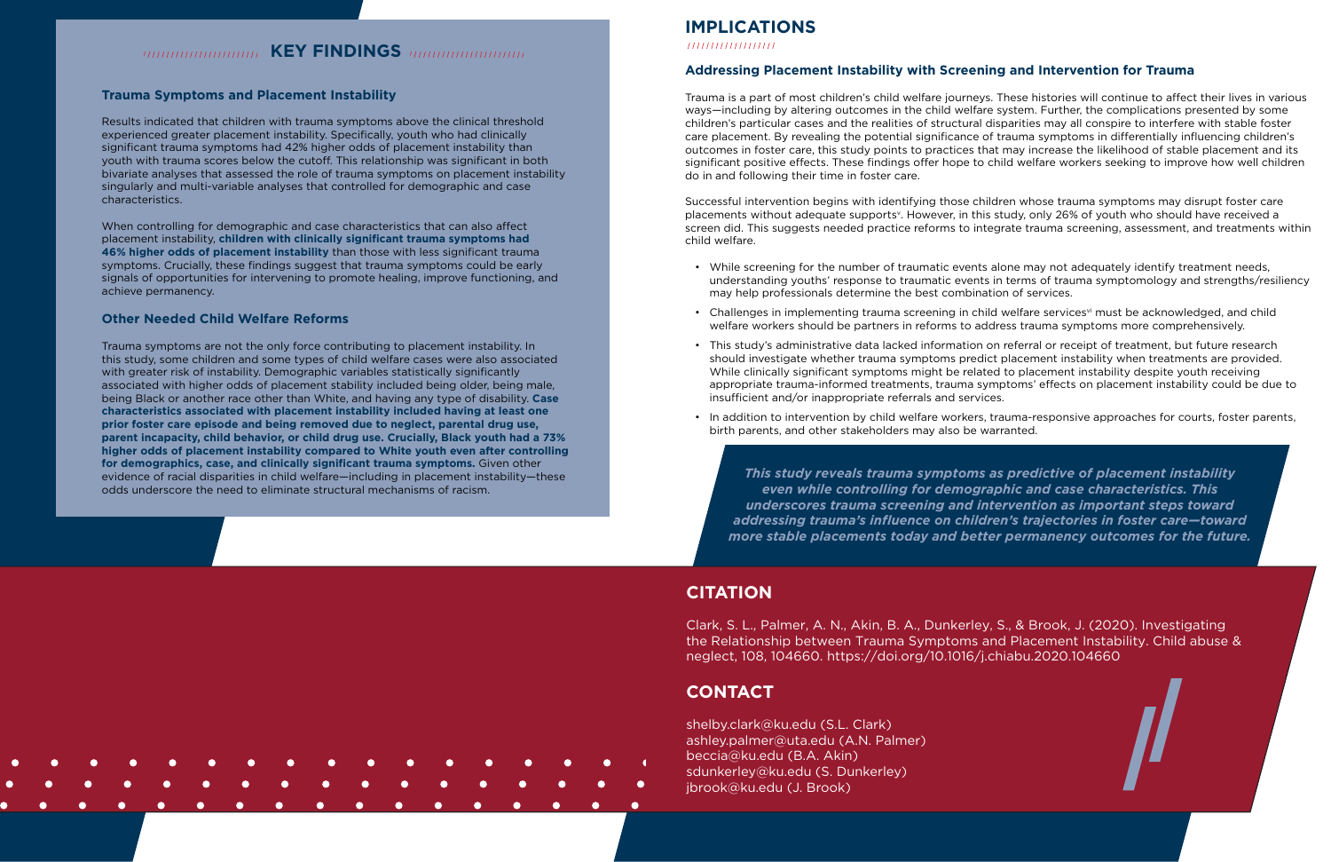## KEY FINDINGS

### Trauma Symptoms and Placement Instability

Results indicated that children with trauma symptoms above the clinical threshold experienced greater placement instability. Specifically, youth who had clinically significant trauma symptoms had 42% higher odds of placement instability than youth with trauma scores below the cutoff. This relationship was significant in both bivariate analyses that assessed the role of trauma symptoms on placement instability singularly and multi-variable analyses that controlled for demographic and case characteristics.

When controlling for demographic and case characteristics that can also affect placement instability, **children with clinically significant trauma symptoms had 46% higher odds of placement instability** than those with less significant trauma symptoms. Crucially, these findings suggest that trauma symptoms could be early signals of opportunities for intervening to promote healing, improve functioning, and achieve permanency.

### Other Needed Child Welfare Reforms

Trauma symptoms are not the only force contributing to placement instability. In this study, some children and some types of child welfare cases were also associated with greater risk of instability. Demographic variables statistically significantly associated with higher odds of placement stability included being older, being male, being Black or another race other than White, and having any type of disability. **Case characteristics associated with placement instability included having at least one prior foster care episode and being removed due to neglect, parental drug use, parent incapacity, child behavior, or child drug use. Crucially, Black youth had a 73% higher odds of placement instability compared to White youth even after controlling for demographics, case, and clinically significant trauma symptoms.** Given other evidence of racial disparities in child welfare—including in placement instability—these odds underscore the need to eliminate structural mechanisms of racism.

## IMPLICATIONS

### Addressing Placement Instability with Screening and Intervention for Trauma

Trauma is a part of most children's child welfare journeys. These histories will continue to affect their lives in various ways—including by altering outcomes in the child welfare system. Further, the complications presented by some children's particular cases and the realities of structural disparities may all conspire to interfere with stable foster care placement. By revealing the potential significance of trauma symptoms in differentially influencing children's outcomes in foster care, this study points to practices that may increase the likelihood of stable placement and its significant positive effects. These findings offer hope to child welfare workers seeking to improve how well children do in and following their time in foster care.

Successful intervention begins with identifying those children whose trauma symptoms may disrupt foster care placements without adequate supports[v]. However, in this study, only 26% of youth who should have received a screen did. This suggests needed practice reforms to integrate trauma screening, assessment, and treatments within child welfare.

- While screening for the number of traumatic events alone may not adequately identify treatment needs, understanding youths' response to traumatic events in terms of trauma symptomology and strengths/resiliency may help professionals determine the best combination of services.
- Challenges in implementing trauma screening in child welfare services[vi] must be acknowledged, and child welfare workers should be partners in reforms to address trauma symptoms more comprehensively.
- This study's administrative data lacked information on referral or receipt of treatment, but future research should investigate whether trauma symptoms predict placement instability when treatments are provided. While clinically significant symptoms might be related to placement instability despite youth receiving appropriate trauma-informed treatments, trauma symptoms' effects on placement instability could be due to insufficient and/or inappropriate referrals and services.
- In addition to intervention by child welfare workers, trauma-responsive approaches for courts, foster parents, birth parents, and other stakeholders may also be warranted.

***This study reveals trauma symptoms as predictive of placement instability even while controlling for demographic and case characteristics. This underscores trauma screening and intervention as important steps toward addressing trauma's influence on children's trajectories in foster care—toward more stable placements today and better permanency outcomes for the future.***

## CITATION

Clark, S. L., Palmer, A. N., Akin, B. A., Dunkerley, S., & Brook, J. (2020). Investigating the Relationship between Trauma Symptoms and Placement Instability. Child abuse & neglect, 108, 104660. https://doi.org/10.1016/j.chiabu.2020.104660

## CONTACT

shelby.clark@ku.edu (S.L. Clark)
ashley.palmer@uta.edu (A.N. Palmer)
beccia@ku.edu (B.A. Akin)
sdunkerley@ku.edu (S. Dunkerley)
jbrook@ku.edu (J. Brook)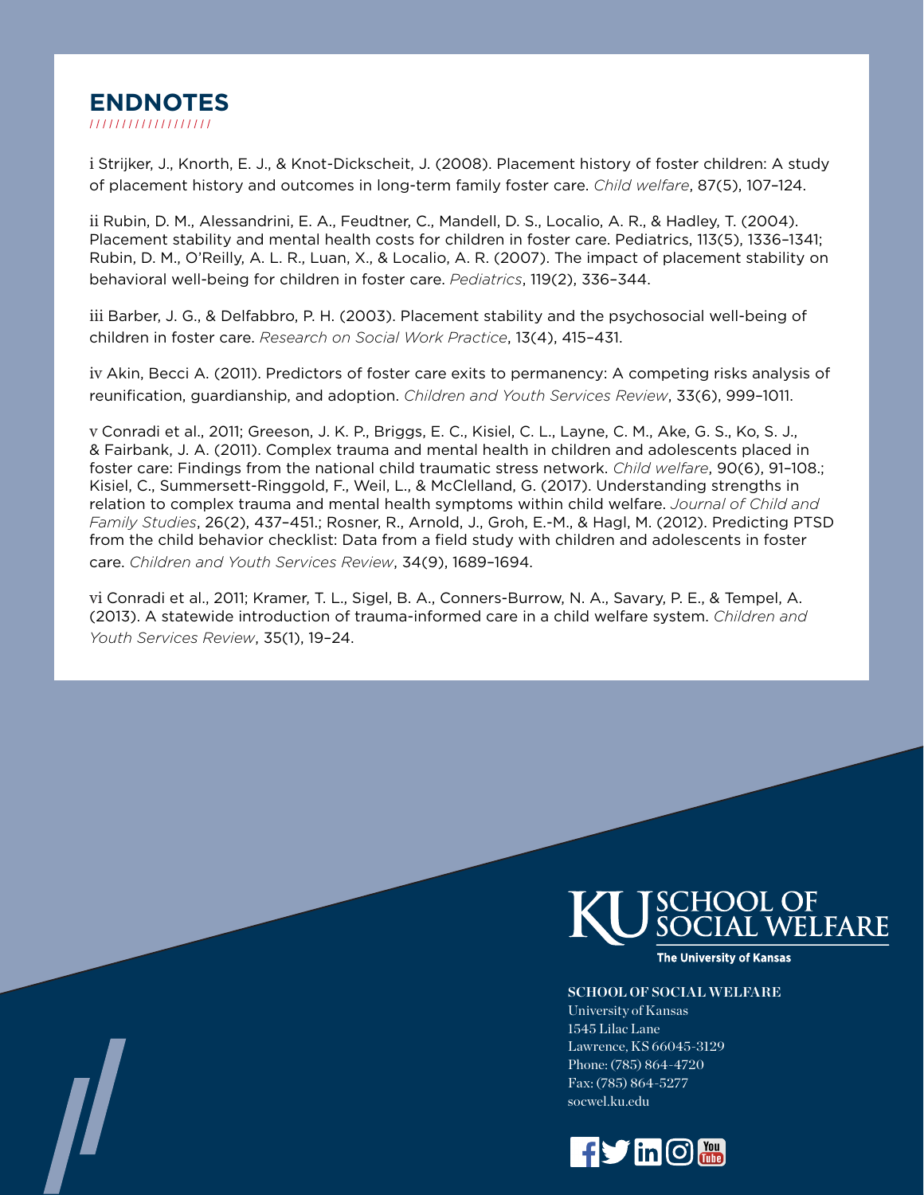## ENDNOTES

i Strijker, J., Knorth, E. J., & Knot-Dickscheit, J. (2008). Placement history of foster children: A study of placement history and outcomes in long-term family foster care. *Child welfare*, 87(5), 107–124.

ii Rubin, D. M., Alessandrini, E. A., Feudtner, C., Mandell, D. S., Localio, A. R., & Hadley, T. (2004). Placement stability and mental health costs for children in foster care. Pediatrics, 113(5), 1336–1341; Rubin, D. M., O'Reilly, A. L. R., Luan, X., & Localio, A. R. (2007). The impact of placement stability on behavioral well-being for children in foster care. *Pediatrics*, 119(2), 336–344.

iii Barber, J. G., & Delfabbro, P. H. (2003). Placement stability and the psychosocial well-being of children in foster care. *Research on Social Work Practice*, 13(4), 415–431.

iv Akin, Becci A. (2011). Predictors of foster care exits to permanency: A competing risks analysis of reunification, guardianship, and adoption. *Children and Youth Services Review*, 33(6), 999–1011.

v Conradi et al., 2011; Greeson, J. K. P., Briggs, E. C., Kisiel, C. L., Layne, C. M., Ake, G. S., Ko, S. J., & Fairbank, J. A. (2011). Complex trauma and mental health in children and adolescents placed in foster care: Findings from the national child traumatic stress network. *Child welfare*, 90(6), 91–108.; Kisiel, C., Summersett-Ringgold, F., Weil, L., & McClelland, G. (2017). Understanding strengths in relation to complex trauma and mental health symptoms within child welfare. *Journal of Child and Family Studies*, 26(2), 437–451.; Rosner, R., Arnold, J., Groh, E.-M., & Hagl, M. (2012). Predicting PTSD from the child behavior checklist: Data from a field study with children and adolescents in foster care. *Children and Youth Services Review*, 34(9), 1689–1694.

vi Conradi et al., 2011; Kramer, T. L., Sigel, B. A., Conners-Burrow, N. A., Savary, P. E., & Tempel, A. (2013). A statewide introduction of trauma-informed care in a child welfare system. *Children and Youth Services Review*, 35(1), 19–24.

KU SCHOOL OF SOCIAL WELFARE

The University of Kansas

**SCHOOL OF SOCIAL WELFARE**
University of Kansas
1545 Lilac Lane
Lawrence, KS 66045-3129
Phone: (785) 864-4720
Fax: (785) 864-5277
socwel.ku.edu